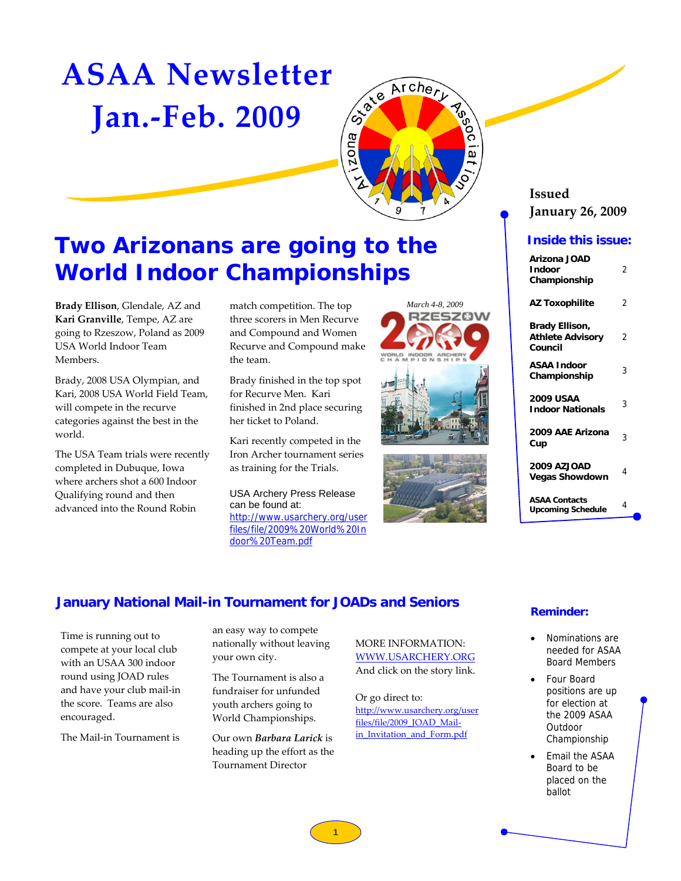# ASAA Newsletter Jan.-Feb. 2009

Issued
January 26, 2009

## Two Arizonans are going to the World Indoor Championships

**Brady Ellison**, Glendale, AZ and **Kari Granville**, Tempe, AZ are going to Rzeszow, Poland as 2009 USA World Indoor Team Members.

Brady, 2008 USA Olympian, and Kari, 2008 USA World Field Team, will compete in the recurve categories against the best in the world.

The USA Team trials were recently completed in Dubuque, Iowa where archers shot a 600 Indoor Qualifying round and then advanced into the Round Robin match competition. The top three scorers in Men Recurve and Compound and Women Recurve and Compound make the team.

Brady finished in the top spot for Recurve Men. Kari finished in 2nd place securing her ticket to Poland.

Kari recently competed in the Iron Archer tournament series as training for the Trials.

USA Archery Press Release can be found at: http://www.usarchery.org/userfiles/file/2009%20World%20Indoor%20Team.pdf

March 4-8, 2009

### Inside this issue:

| | |
|---|---|
| Arizona JOAD Indoor Championship | 2 |
| AZ Toxophilite | 2 |
| Brady Ellison, Athlete Advisory Council | 2 |
| ASAA Indoor Championship | 3 |
| 2009 USAA Indoor Nationals | 3 |
| 2009 AAE Arizona Cup | 3 |
| 2009 AZJOAD Vegas Showdown | 4 |
| ASAA Contacts Upcoming Schedule | 4 |

## January National Mail-in Tournament for JOADs and Seniors

Time is running out to compete at your local club with an USAA 300 indoor round using JOAD rules and have your club mail-in the score. Teams are also encouraged.

The Mail-in Tournament is an easy way to compete nationally without leaving your own city.

The Tournament is also a fundraiser for unfunded youth archers going to World Championships.

Our own ***Barbara Larick*** is heading up the effort as the Tournament Director

MORE INFORMATION: WWW.USARCHERY.ORG
And click on the story link.

Or go direct to:
http://www.usarchery.org/userfiles/file/2009_JOAD_Mail-in_Invitation_and_Form.pdf

### Reminder:

- Nominations are needed for ASAA Board Members
- Four Board positions are up for election at the 2009 ASAA Outdoor Championship
- Email the ASAA Board to be placed on the ballot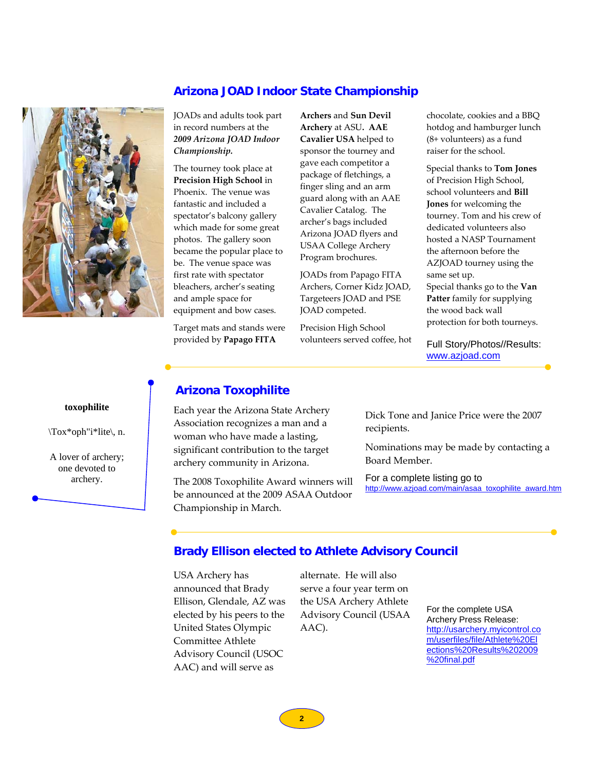## Arizona JOAD Indoor State Championship

JOADs and adults took part in record numbers at the ***2009 Arizona JOAD Indoor Championship.***

The tourney took place at **Precision High School** in Phoenix. The venue was fantastic and included a spectator's balcony gallery which made for some great photos. The gallery soon became the popular place to be. The venue space was first rate with spectator bleachers, archer's seating and ample space for equipment and bow cases.

Target mats and stands were provided by **Papago FITA Archers** and **Sun Devil Archery** at ASU. **AAE Cavalier USA** helped to sponsor the tourney and gave each competitor a package of fletchings, a finger sling and an arm guard along with an AAE Cavalier Catalog. The archer's bags included Arizona JOAD flyers and USAA College Archery Program brochures.

JOADs from Papago FITA Archers, Corner Kidz JOAD, Targeteers JOAD and PSE JOAD competed.

Precision High School volunteers served coffee, hot chocolate, cookies and a BBQ hotdog and hamburger lunch (8+ volunteers) as a fund raiser for the school.

Special thanks to **Tom Jones** of Precision High School, school volunteers and **Bill Jones** for welcoming the tourney. Tom and his crew of dedicated volunteers also hosted a NASP Tournament the afternoon before the AZJOAD tourney using the same set up.

Special thanks go to the **Van Patter** family for supplying the wood back wall protection for both tourneys.

Full Story/Photos//Results: www.azjoad.com

## Arizona Toxophilite

**toxophilite**

\Tox*oph"i*lite\, n.

A lover of archery; one devoted to archery.

Each year the Arizona State Archery Association recognizes a man and a woman who have made a lasting, significant contribution to the target archery community in Arizona.

The 2008 Toxophilite Award winners will be announced at the 2009 ASAA Outdoor Championship in March.

Dick Tone and Janice Price were the 2007 recipients.

Nominations may be made by contacting a Board Member.

For a complete listing go to http://www.azjoad.com/main/asaa_toxophilite_award.htm

## Brady Ellison elected to Athlete Advisory Council

USA Archery has announced that Brady Ellison, Glendale, AZ was elected by his peers to the United States Olympic Committee Athlete Advisory Council (USOC AAC) and will serve as alternate. He will also serve a four year term on the USA Archery Athlete Advisory Council (USAA AAC).

For the complete USA Archery Press Release: http://usarchery.myicontrol.com/userfiles/file/Athlete%20Elections%20Results%202009%20final.pdf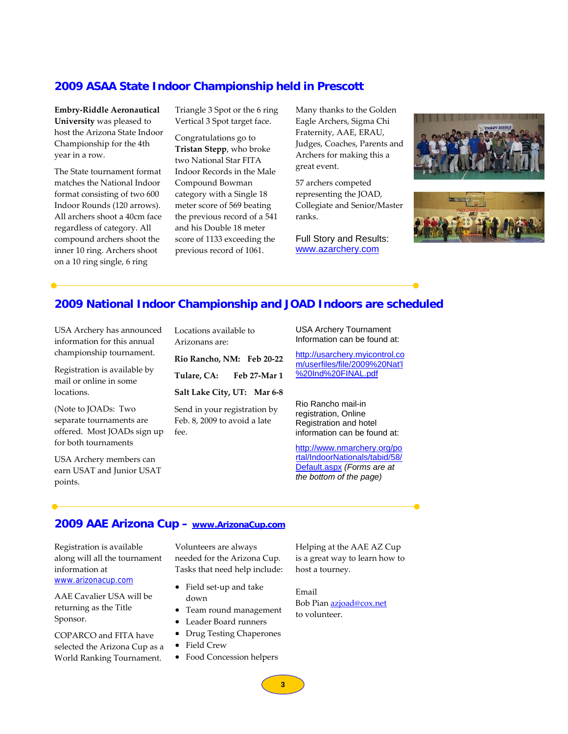## 2009 ASAA State Indoor Championship held in Prescott

**Embry-Riddle Aeronautical University** was pleased to host the Arizona State Indoor Championship for the 4th year in a row.

The State tournament format matches the National Indoor format consisting of two 600 Indoor Rounds (120 arrows). All archers shoot a 40cm face regardless of category. All compound archers shoot the inner 10 ring. Archers shoot on a 10 ring single, 6 ring Triangle 3 Spot or the 6 ring Vertical 3 Spot target face.

Congratulations go to **Tristan Stepp**, who broke two National Star FITA Indoor Records in the Male Compound Bowman category with a Single 18 meter score of 569 beating the previous record of a 541 and his Double 18 meter score of 1133 exceeding the previous record of 1061.

Many thanks to the Golden Eagle Archers, Sigma Chi Fraternity, AAE, ERAU, Judges, Coaches, Parents and Archers for making this a great event.

57 archers competed representing the JOAD, Collegiate and Senior/Master ranks.

Full Story and Results: [www.azarchery.com](www.azarchery.com)

## 2009 National Indoor Championship and JOAD Indoors are scheduled

USA Archery has announced information for this annual championship tournament.

Registration is available by mail or online in some locations.

(Note to JOADs: Two separate tournaments are offered. Most JOADs sign up for both tournaments

USA Archery members can earn USAT and Junior USAT points.

Locations available to Arizonans are:

**Rio Rancho, NM: Feb 20-22**

**Tulare, CA: Feb 27-Mar 1**

**Salt Lake City, UT: Mar 6-8**

Send in your registration by Feb. 8, 2009 to avoid a late fee.

USA Archery Tournament Information can be found at:

[http://usarchery.myicontrol.com/userfiles/file/2009%20Nat'l%20Ind%20FINAL.pdf](http://usarchery.myicontrol.com/userfiles/file/2009%20Nat'l%20Ind%20FINAL.pdf)

Rio Rancho mail-in registration, Online Registration and hotel information can be found at:

[http://www.nmarchery.org/portal/IndoorNationals/tabid/58/Default.aspx](http://www.nmarchery.org/portal/IndoorNationals/tabid/58/Default.aspx) *(Forms are at the bottom of the page)*

## 2009 AAE Arizona Cup – [www.ArizonaCup.com](www.ArizonaCup.com)

Registration is available along will all the tournament information at [www.arizonacup.com](www.arizonacup.com)

AAE Cavalier USA will be returning as the Title Sponsor.

COPARCO and FITA have selected the Arizona Cup as a World Ranking Tournament.

Volunteers are always needed for the Arizona Cup. Tasks that need help include:

- Field set-up and take down
- Team round management
- Leader Board runners
- Drug Testing Chaperones
- Field Crew
- Food Concession helpers

Helping at the AAE AZ Cup is a great way to learn how to host a tourney.

Email
Bob Pian [azjoad@cox.net](mailto:azjoad@cox.net)
to volunteer.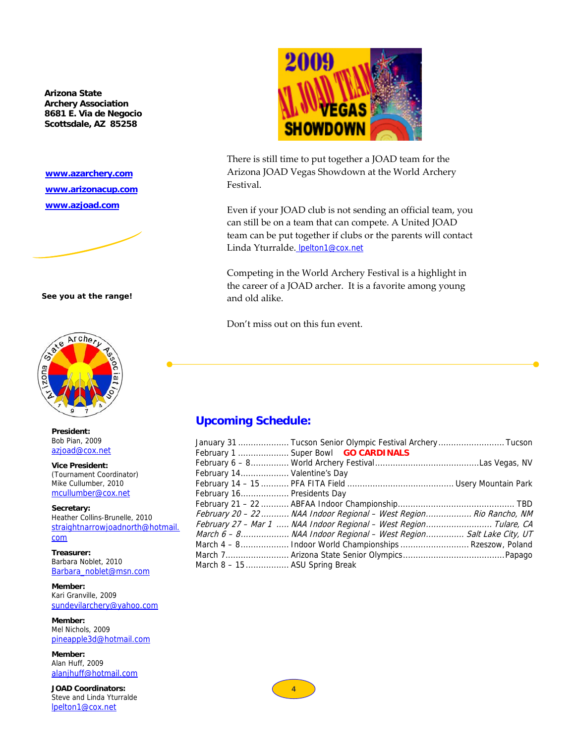**Arizona State Archery Association**
**8681 E. Via de Negocio**
**Scottsdale, AZ 85258**

[www.azarchery.com](http://www.azarchery.com)

[www.arizonacup.com](http://www.arizonacup.com)

[www.azjoad.com](http://www.azjoad.com)

**See you at the range!**

**President:**
Bob Pian, 2009
azjoad@cox.net

**Vice President:**
(Tournament Coordinator)
Mike Cullumber, 2010
mcullumber@cox.net

**Secretary:**
Heather Collins-Brunelle, 2010
straightnarrowjoadnorth@hotmail.com

**Treasurer:**
Barbara Noblet, 2010
Barbara_noblet@msn.com

**Member:**
Kari Granville, 2009
sundevilarchery@yahoo.com

**Member:**
Mel Nichols, 2009
pineapple3d@hotmail.com

**Member:**
Alan Huff, 2009
alanjhuff@hotmail.com

**JOAD Coordinators:**
Steve and Linda Yturralde
lpelton1@cox.net

**2009 AZ JOAD TEAM VEGAS SHOWDOWN**

There is still time to put together a JOAD team for the Arizona JOAD Vegas Showdown at the World Archery Festival.

Even if your JOAD club is not sending an official team, you can still be on a team that can compete. A United JOAD team can be put together if clubs or the parents will contact Linda Yturralde. lpelton1@cox.net

Competing in the World Archery Festival is a highlight in the career of a JOAD archer. It is a favorite among young and old alike.

Don't miss out on this fun event.

## Upcoming Schedule:

| | | |
|---|---|---|
| January 31 | Tucson Senior Olympic Festival Archery | Tucson |
| February 1 | Super Bowl **GO CARDINALS** | |
| February 6 – 8 | World Archery Festival | Las Vegas, NV |
| February 14 | Valentine's Day | |
| February 14 – 15 | PFA FITA Field | Usery Mountain Park |
| February 16 | Presidents Day | |
| February 21 – 22 | ABFAA Indoor Championship | TBD |
| *February 20 – 22* | *NAA Indoor Regional – West Region* | *Rio Rancho, NM* |
| *February 27 – Mar 1* | *NAA Indoor Regional – West Region* | *Tulare, CA* |
| *March 6 – 8* | *NAA Indoor Regional – West Region* | *Salt Lake City, UT* |
| March 4 – 8 | Indoor World Championships | Rzeszow, Poland |
| March 7 | Arizona State Senior Olympics | Papago |
| March 8 – 15 | ASU Spring Break | |